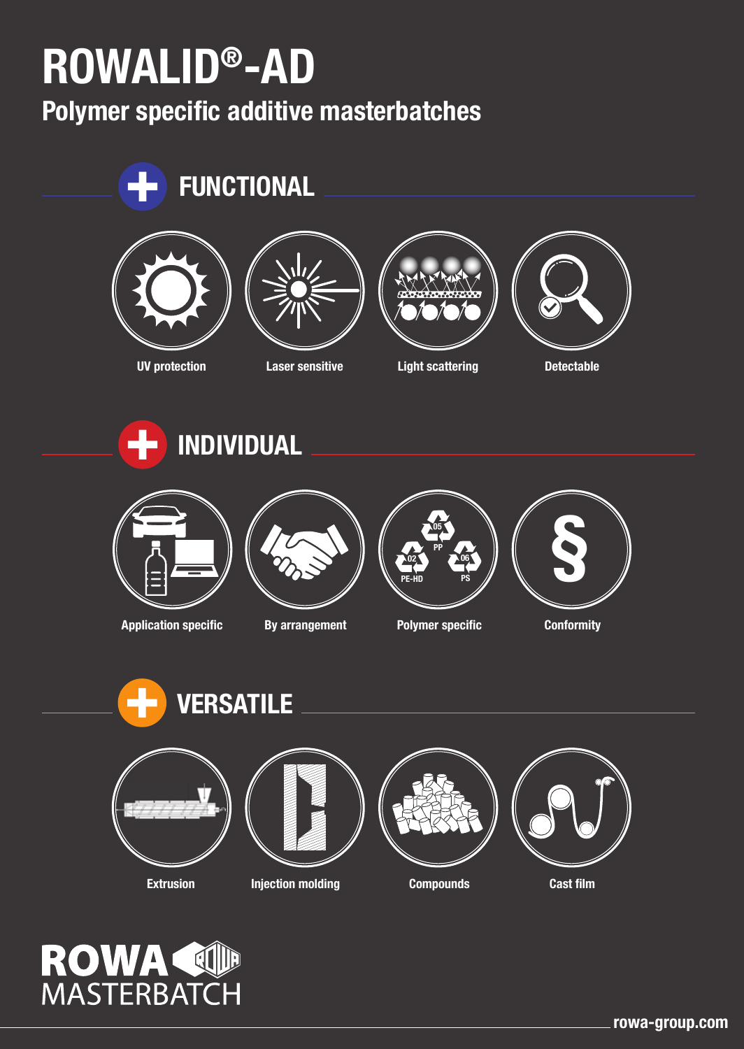# ROWALID®-AD

## Polymer specific additive masterbatches

### FUNCTIONAL

- UV protection
- Laser sensitive
- Light scattering
- Detectable

### INDIVIDUAL

- Application specific
- By arrangement
- Polymer specific
- Conformity

### VERSATILE

- Extrusion
- Injection molding
- Compounds
- Cast film

ROWA MASTERBATCH

rowa-group.com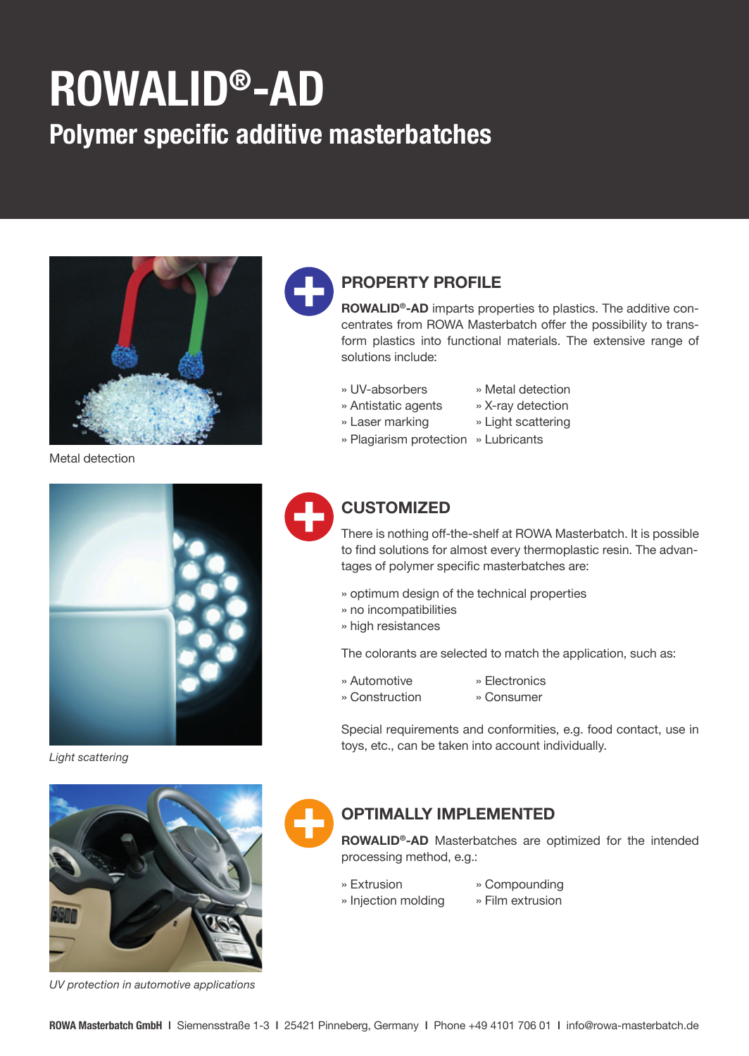# ROWALID®-AD

## Polymer specific additive masterbatches

Metal detection

### PROPERTY PROFILE

**ROWALID®-AD** imparts properties to plastics. The additive concentrates from ROWA Masterbatch offer the possibility to transform plastics into functional materials. The extensive range of solutions include:

- » UV-absorbers
- » Antistatic agents
- » Laser marking
- » Plagiarism protection
- » Metal detection
- » X-ray detection
- » Light scattering
- » Lubricants

*Light scattering*

### CUSTOMIZED

There is nothing off-the-shelf at ROWA Masterbatch. It is possible to find solutions for almost every thermoplastic resin. The advantages of polymer specific masterbatches are:

- » optimum design of the technical properties
- » no incompatibilities
- » high resistances

The colorants are selected to match the application, such as:

- » Automotive
- » Construction
- » Electronics
- » Consumer

Special requirements and conformities, e.g. food contact, use in toys, etc., can be taken into account individually.

*UV protection in automotive applications*

### OPTIMALLY IMPLEMENTED

**ROWALID®-AD** Masterbatches are optimized for the intended processing method, e.g.:

- » Extrusion
- » Injection molding
- » Compounding
- » Film extrusion

**ROWA Masterbatch GmbH** | Siemensstraße 1-3 | 25421 Pinneberg, Germany | Phone +49 4101 706 01 | info@rowa-masterbatch.de